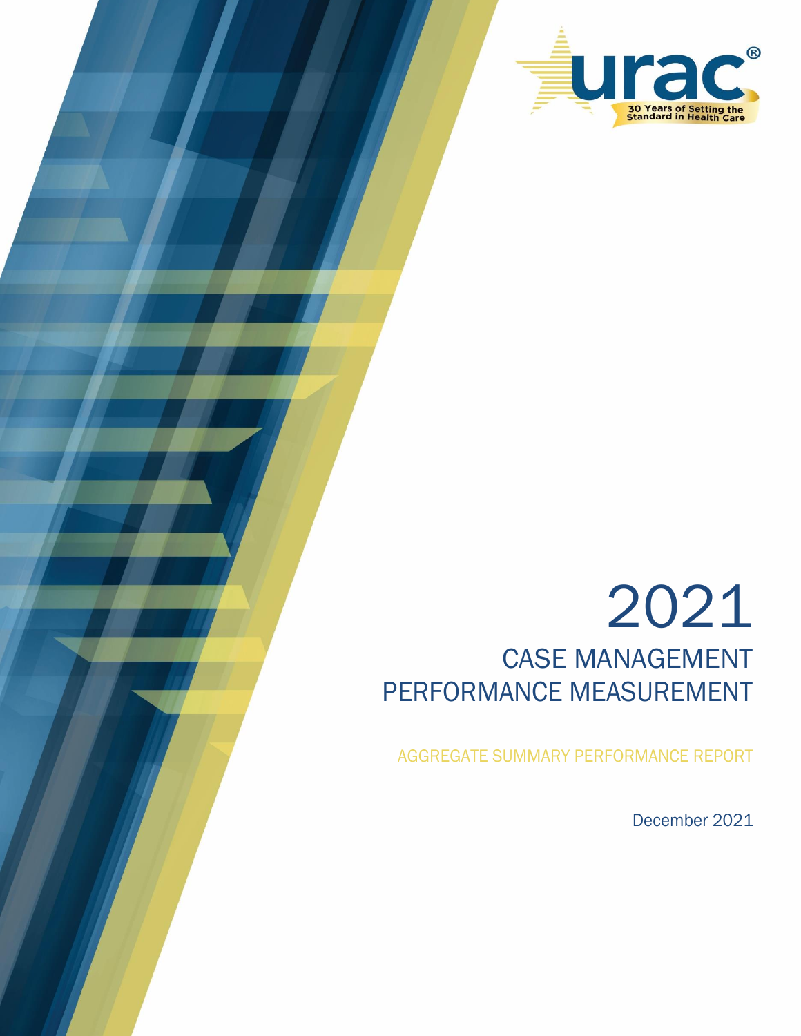urac®

30 Years of Setting the Standard in Health Care

# 2021

## CASE MANAGEMENT PERFORMANCE MEASUREMENT

AGGREGATE SUMMARY PERFORMANCE REPORT

December 2021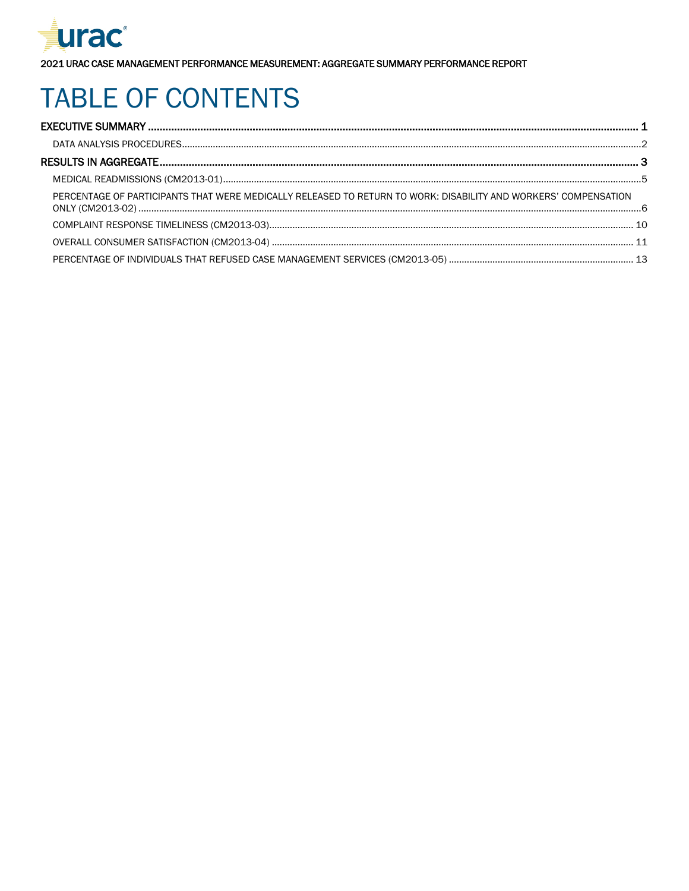# TABLE OF CONTENTS

EXECUTIVE SUMMARY ........................................................................ 1

- DATA ANALYSIS PROCEDURES ........................................................................ 2

RESULTS IN AGGREGATE ........................................................................ 3

- MEDICAL READMISSIONS (CM2013-01) ........................................................................ 5
- PERCENTAGE OF PARTICIPANTS THAT WERE MEDICALLY RELEASED TO RETURN TO WORK: DISABILITY AND WORKERS' COMPENSATION ONLY (CM2013-02) ........................................................................ 6
- COMPLAINT RESPONSE TIMELINESS (CM2013-03) ........................................................................ 10
- OVERALL CONSUMER SATISFACTION (CM2013-04) ........................................................................ 11
- PERCENTAGE OF INDIVIDUALS THAT REFUSED CASE MANAGEMENT SERVICES (CM2013-05) ........................................................................ 13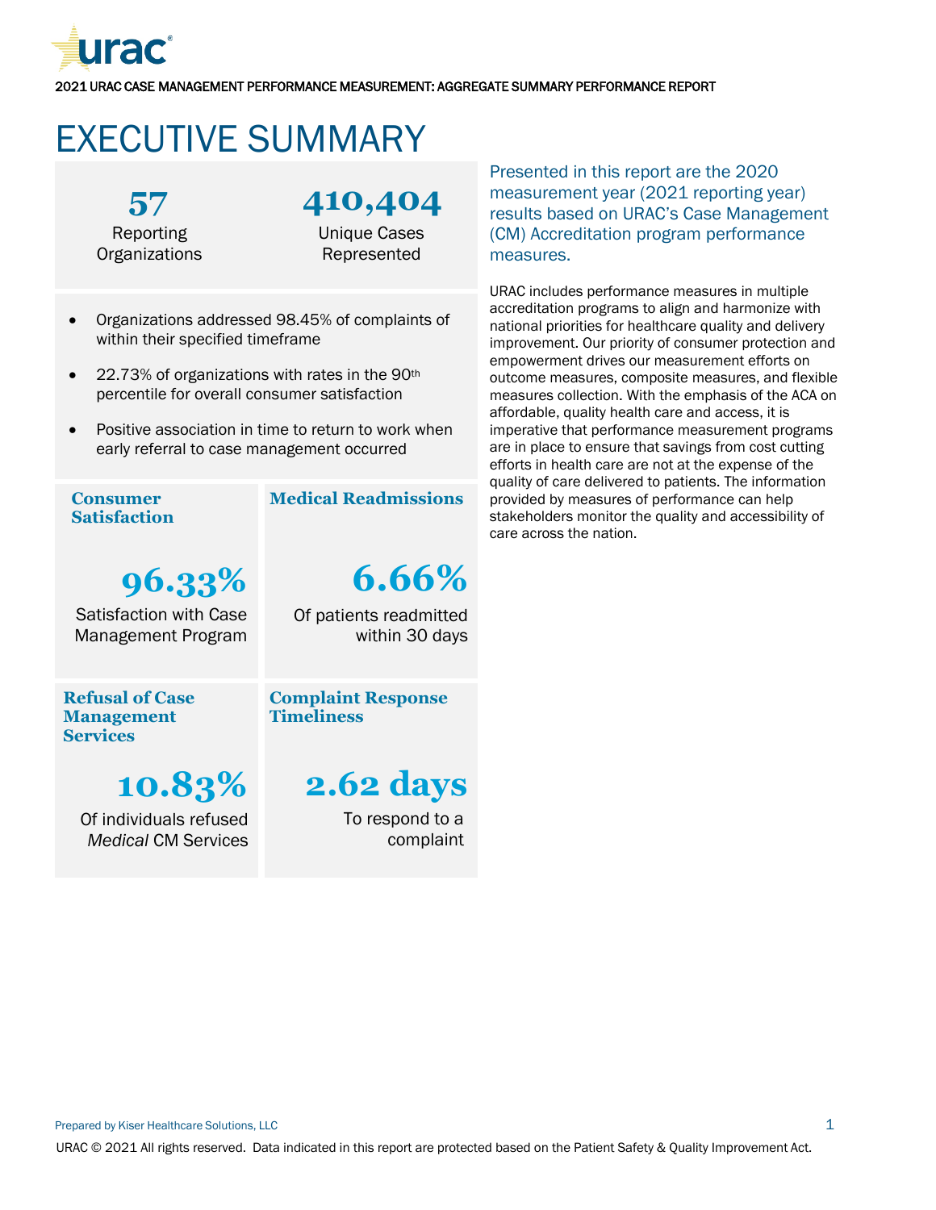# EXECUTIVE SUMMARY

**57**
Reporting Organizations

**410,404**
Unique Cases Represented

- Organizations addressed 98.45% of complaints of within their specified timeframe
- 22.73% of organizations with rates in the 90th percentile for overall consumer satisfaction
- Positive association in time to return to work when early referral to case management occurred

### Consumer Satisfaction

**96.33%**
Satisfaction with Case Management Program

### Medical Readmissions

**6.66%**
Of patients readmitted within 30 days

### Refusal of Case Management Services

**10.83%**
Of individuals refused *Medical* CM Services

### Complaint Response Timeliness

**2.62 days**
To respond to a complaint

Presented in this report are the 2020 measurement year (2021 reporting year) results based on URAC's Case Management (CM) Accreditation program performance measures.

URAC includes performance measures in multiple accreditation programs to align and harmonize with national priorities for healthcare quality and delivery improvement. Our priority of consumer protection and empowerment drives our measurement efforts on outcome measures, composite measures, and flexible measures collection. With the emphasis of the ACA on affordable, quality health care and access, it is imperative that performance measurement programs are in place to ensure that savings from cost cutting efforts in health care are not at the expense of the quality of care delivered to patients. The information provided by measures of performance can help stakeholders monitor the quality and accessibility of care across the nation.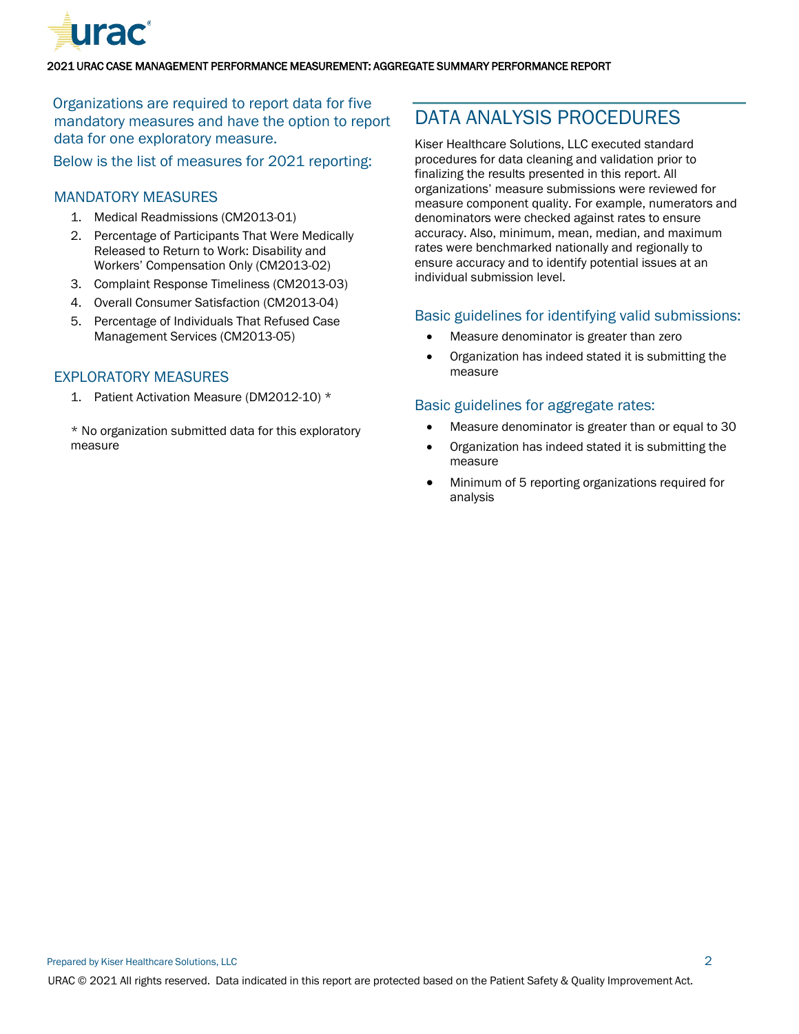Organizations are required to report data for five mandatory measures and have the option to report data for one exploratory measure.

Below is the list of measures for 2021 reporting:

### MANDATORY MEASURES

1. Medical Readmissions (CM2013-01)
2. Percentage of Participants That Were Medically Released to Return to Work: Disability and Workers' Compensation Only (CM2013-02)
3. Complaint Response Timeliness (CM2013-03)
4. Overall Consumer Satisfaction (CM2013-04)
5. Percentage of Individuals That Refused Case Management Services (CM2013-05)

### EXPLORATORY MEASURES

1. Patient Activation Measure (DM2012-10) *

* No organization submitted data for this exploratory measure

## DATA ANALYSIS PROCEDURES

Kiser Healthcare Solutions, LLC executed standard procedures for data cleaning and validation prior to finalizing the results presented in this report. All organizations' measure submissions were reviewed for measure component quality. For example, numerators and denominators were checked against rates to ensure accuracy. Also, minimum, mean, median, and maximum rates were benchmarked nationally and regionally to ensure accuracy and to identify potential issues at an individual submission level.

### Basic guidelines for identifying valid submissions:

- Measure denominator is greater than zero
- Organization has indeed stated it is submitting the measure

### Basic guidelines for aggregate rates:

- Measure denominator is greater than or equal to 30
- Organization has indeed stated it is submitting the measure
- Minimum of 5 reporting organizations required for analysis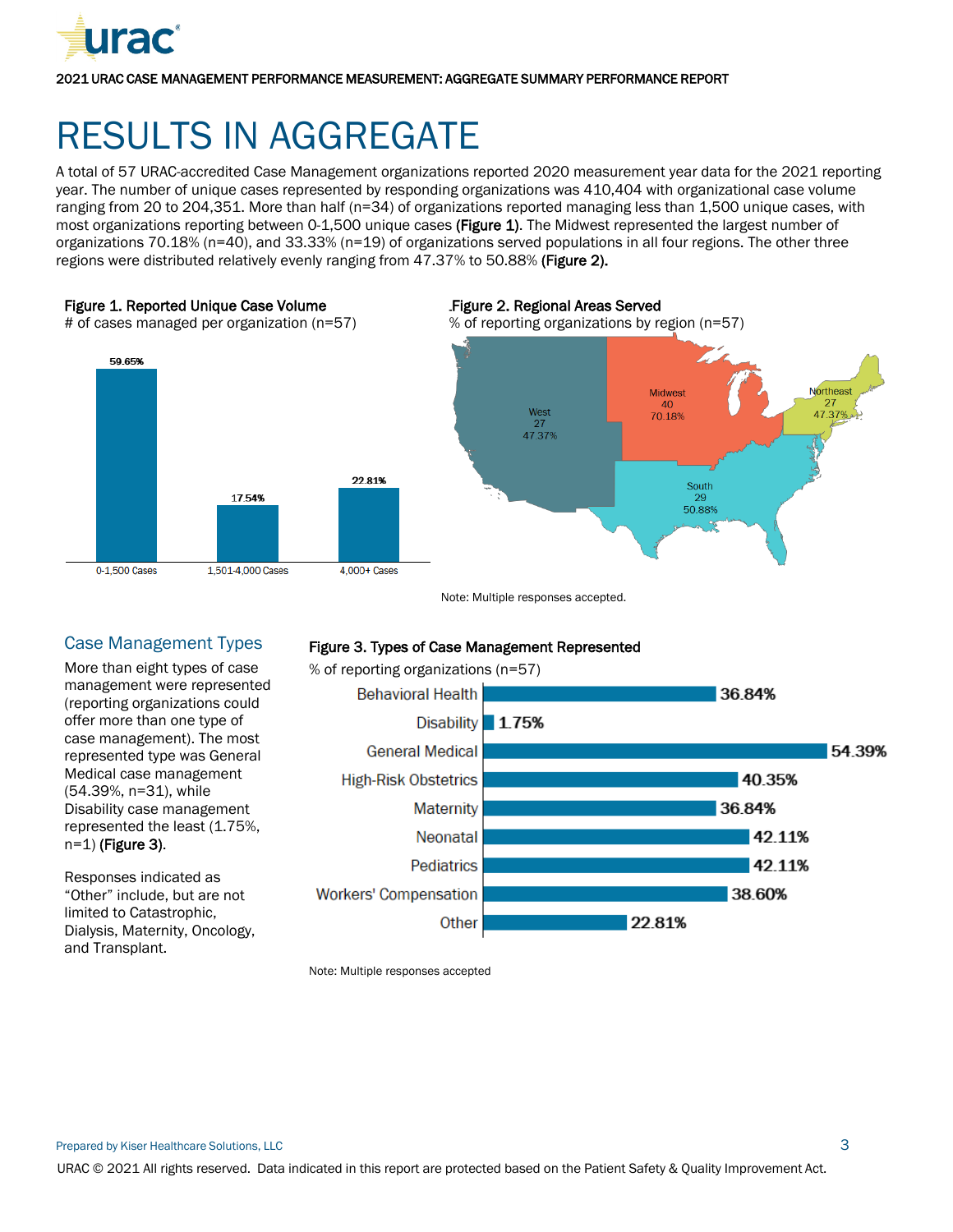# RESULTS IN AGGREGATE

A total of 57 URAC-accredited Case Management organizations reported 2020 measurement year data for the 2021 reporting year. The number of unique cases represented by responding organizations was 410,404 with organizational case volume ranging from 20 to 204,351. More than half (n=34) of organizations reported managing less than 1,500 unique cases, with most organizations reporting between 0-1,500 unique cases **(Figure 1)**. The Midwest represented the largest number of organizations 70.18% (n=40), and 33.33% (n=19) of organizations served populations in all four regions. The other three regions were distributed relatively evenly ranging from 47.37% to 50.88% **(Figure 2).**

**Figure 1. Reported Unique Case Volume**
# of cases managed per organization (n=57)

| Case Volume | % of organizations |
|---|---|
| 0-1,500 Cases | 59.65% |
| 1,501-4,000 Cases | 17.54% |
| 4,000+ Cases | 22.81% |

**Figure 2. Regional Areas Served**
% of reporting organizations by region (n=57)

| Region | n | % |
|---|---|---|
| West | 27 | 47.37% |
| Midwest | 40 | 70.18% |
| Northeast | 27 | 47.37% |
| South | 29 | 50.88% |

Note: Multiple responses accepted.

## Case Management Types

More than eight types of case management were represented (reporting organizations could offer more than one type of case management). The most represented type was General Medical case management (54.39%, n=31), while Disability case management represented the least (1.75%, n=1) **(Figure 3)**.

Responses indicated as "Other" include, but are not limited to Catastrophic, Dialysis, Maternity, Oncology, and Transplant.

**Figure 3. Types of Case Management Represented**
% of reporting organizations (n=57)

| Type | % |
|---|---|
| Behavioral Health | 36.84% |
| Disability | 1.75% |
| General Medical | 54.39% |
| High-Risk Obstetrics | 40.35% |
| Maternity | 36.84% |
| Neonatal | 42.11% |
| Pediatrics | 42.11% |
| Workers' Compensation | 38.60% |
| Other | 22.81% |

Note: Multiple responses accepted

Prepared by Kiser Healthcare Solutions, LLC

URAC © 2021 All rights reserved. Data indicated in this report are protected based on the Patient Safety & Quality Improvement Act.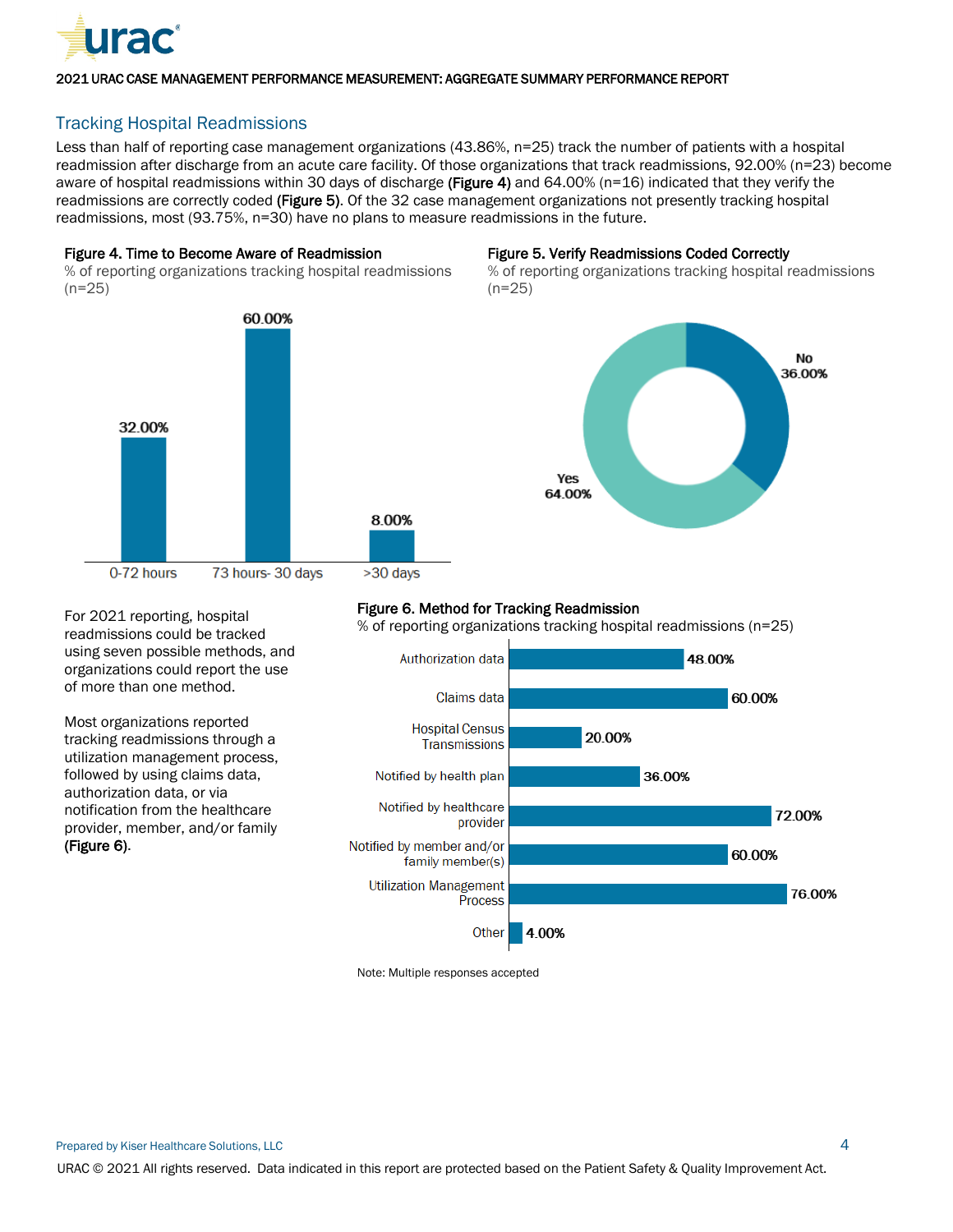## Tracking Hospital Readmissions

Less than half of reporting case management organizations (43.86%, n=25) track the number of patients with a hospital readmission after discharge from an acute care facility. Of those organizations that track readmissions, 92.00% (n=23) become aware of hospital readmissions within 30 days of discharge **(Figure 4)** and 64.00% (n=16) indicated that they verify the readmissions are correctly coded **(Figure 5)**. Of the 32 case management organizations not presently tracking hospital readmissions, most (93.75%, n=30) have no plans to measure readmissions in the future.

**Figure 4. Time to Become Aware of Readmission**
% of reporting organizations tracking hospital readmissions (n=25)

| Time | % |
|---|---|
| 0-72 hours | 32.00% |
| 73 hours- 30 days | 60.00% |
| >30 days | 8.00% |

**Figure 5. Verify Readmissions Coded Correctly**
% of reporting organizations tracking hospital readmissions (n=25)

| Response | % |
|---|---|
| Yes | 64.00% |
| No | 36.00% |

For 2021 reporting, hospital readmissions could be tracked using seven possible methods, and organizations could report the use of more than one method.

Most organizations reported tracking readmissions through a utilization management process, followed by using claims data, authorization data, or via notification from the healthcare provider, member, and/or family **(Figure 6)**.

**Figure 6. Method for Tracking Readmission**
% of reporting organizations tracking hospital readmissions (n=25)

| Method | % |
|---|---|
| Authorization data | 48.00% |
| Claims data | 60.00% |
| Hospital Census Transmissions | 20.00% |
| Notified by health plan | 36.00% |
| Notified by healthcare provider | 72.00% |
| Notified by member and/or family member(s) | 60.00% |
| Utilization Management Process | 76.00% |
| Other | 4.00% |

Note: Multiple responses accepted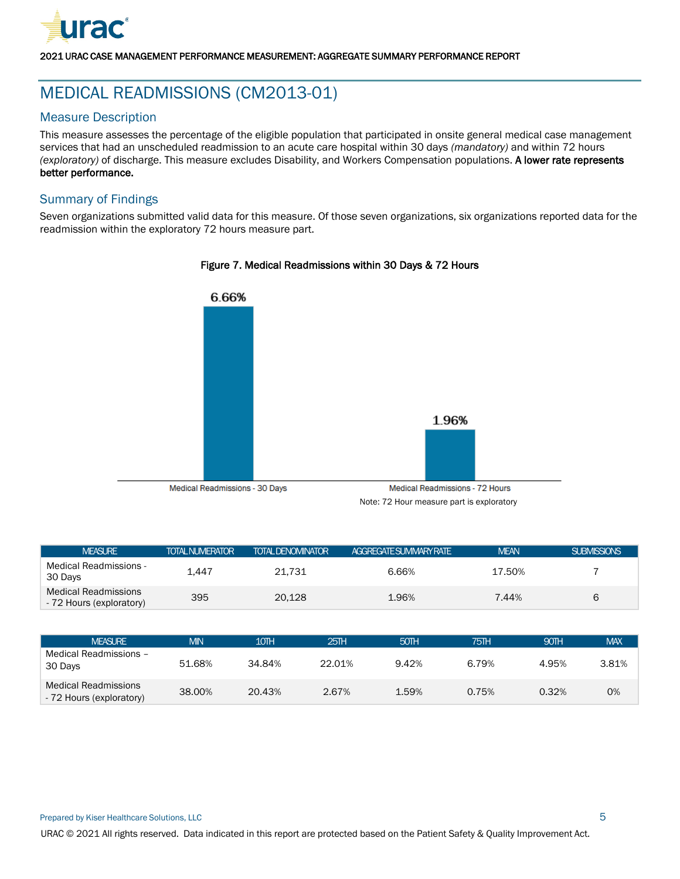# MEDICAL READMISSIONS (CM2013-01)

## Measure Description

This measure assesses the percentage of the eligible population that participated in onsite general medical case management services that had an unscheduled readmission to an acute care hospital within 30 days *(mandatory)* and within 72 hours *(exploratory)* of discharge. This measure excludes Disability, and Workers Compensation populations. **A lower rate represents better performance.**

## Summary of Findings

Seven organizations submitted valid data for this measure. Of those seven organizations, six organizations reported data for the readmission within the exploratory 72 hours measure part.

**Figure 7. Medical Readmissions within 30 Days & 72 Hours**

| Measure | Rate |
|---|---|
| Medical Readmissions - 30 Days | 6.66% |
| Medical Readmissions - 72 Hours | 1.96% |

Note: 72 Hour measure part is exploratory

| MEASURE | TOTAL NUMERATOR | TOTAL DENOMINATOR | AGGREGATE SUMMARY RATE | MEAN | SUBMISSIONS |
|---|---|---|---|---|---|
| Medical Readmissions - 30 Days | 1,447 | 21,731 | 6.66% | 17.50% | 7 |
| Medical Readmissions - 72 Hours (exploratory) | 395 | 20,128 | 1.96% | 7.44% | 6 |

| MEASURE | MIN | 10TH | 25TH | 50TH | 75TH | 90TH | MAX |
|---|---|---|---|---|---|---|---|
| Medical Readmissions – 30 Days | 51.68% | 34.84% | 22.01% | 9.42% | 6.79% | 4.95% | 3.81% |
| Medical Readmissions - 72 Hours (exploratory) | 38.00% | 20.43% | 2.67% | 1.59% | 0.75% | 0.32% | 0% |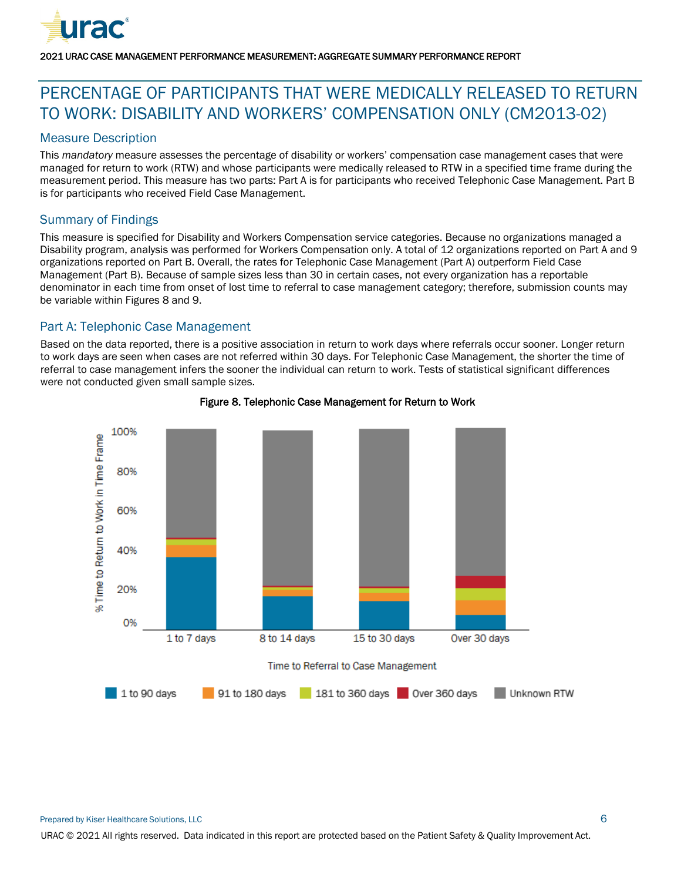# PERCENTAGE OF PARTICIPANTS THAT WERE MEDICALLY RELEASED TO RETURN TO WORK: DISABILITY AND WORKERS' COMPENSATION ONLY (CM2013-02)

## Measure Description

This *mandatory* measure assesses the percentage of disability or workers' compensation case management cases that were managed for return to work (RTW) and whose participants were medically released to RTW in a specified time frame during the measurement period. This measure has two parts: Part A is for participants who received Telephonic Case Management. Part B is for participants who received Field Case Management.

## Summary of Findings

This measure is specified for Disability and Workers Compensation service categories. Because no organizations managed a Disability program, analysis was performed for Workers Compensation only. A total of 12 organizations reported on Part A and 9 organizations reported on Part B. Overall, the rates for Telephonic Case Management (Part A) outperform Field Case Management (Part B). Because of sample sizes less than 30 in certain cases, not every organization has a reportable denominator in each time from onset of lost time to referral to case management category; therefore, submission counts may be variable within Figures 8 and 9.

## Part A: Telephonic Case Management

Based on the data reported, there is a positive association in return to work days where referrals occur sooner. Longer return to work days are seen when cases are not referred within 30 days. For Telephonic Case Management, the shorter the time of referral to case management infers the sooner the individual can return to work. Tests of statistical significant differences were not conducted given small sample sizes.

**Figure 8. Telephonic Case Management for Return to Work**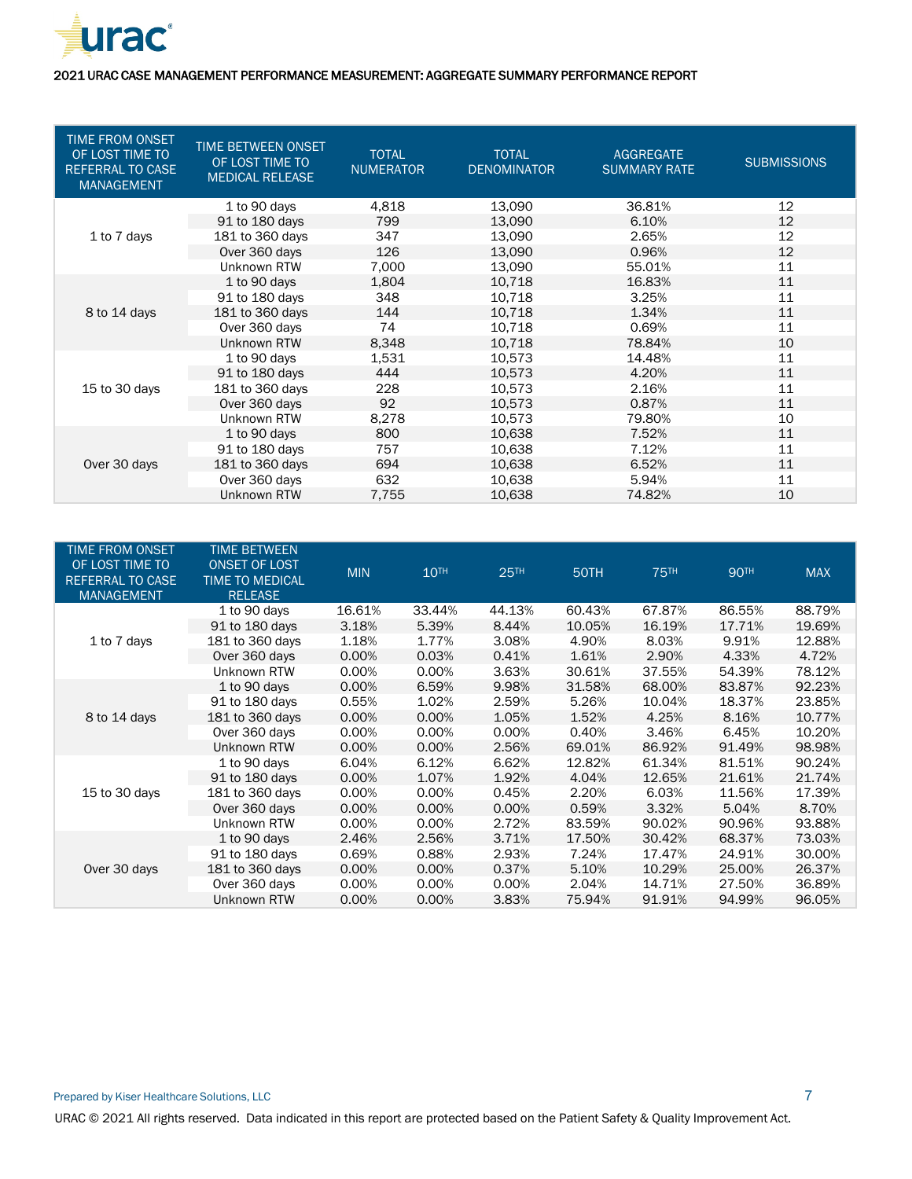2021 URAC CASE MANAGEMENT PERFORMANCE MEASUREMENT: AGGREGATE SUMMARY PERFORMANCE REPORT

| TIME FROM ONSET OF LOST TIME TO REFERRAL TO CASE MANAGEMENT | TIME BETWEEN ONSET OF LOST TIME TO MEDICAL RELEASE | TOTAL NUMERATOR | TOTAL DENOMINATOR | AGGREGATE SUMMARY RATE | SUBMISSIONS |
|---|---|---|---|---|---|
| 1 to 7 days | 1 to 90 days | 4,818 | 13,090 | 36.81% | 12 |
| | 91 to 180 days | 799 | 13,090 | 6.10% | 12 |
| | 181 to 360 days | 347 | 13,090 | 2.65% | 12 |
| | Over 360 days | 126 | 13,090 | 0.96% | 12 |
| | Unknown RTW | 7,000 | 13,090 | 55.01% | 11 |
| 8 to 14 days | 1 to 90 days | 1,804 | 10,718 | 16.83% | 11 |
| | 91 to 180 days | 348 | 10,718 | 3.25% | 11 |
| | 181 to 360 days | 144 | 10,718 | 1.34% | 11 |
| | Over 360 days | 74 | 10,718 | 0.69% | 11 |
| | Unknown RTW | 8,348 | 10,718 | 78.84% | 10 |
| 15 to 30 days | 1 to 90 days | 1,531 | 10,573 | 14.48% | 11 |
| | 91 to 180 days | 444 | 10,573 | 4.20% | 11 |
| | 181 to 360 days | 228 | 10,573 | 2.16% | 11 |
| | Over 360 days | 92 | 10,573 | 0.87% | 11 |
| | Unknown RTW | 8,278 | 10,573 | 79.80% | 10 |
| Over 30 days | 1 to 90 days | 800 | 10,638 | 7.52% | 11 |
| | 91 to 180 days | 757 | 10,638 | 7.12% | 11 |
| | 181 to 360 days | 694 | 10,638 | 6.52% | 11 |
| | Over 360 days | 632 | 10,638 | 5.94% | 11 |
| | Unknown RTW | 7,755 | 10,638 | 74.82% | 10 |

| TIME FROM ONSET OF LOST TIME TO REFERRAL TO CASE MANAGEMENT | TIME BETWEEN ONSET OF LOST TIME TO MEDICAL RELEASE | MIN | 10TH | 25TH | 50TH | 75TH | 90TH | MAX |
|---|---|---|---|---|---|---|---|---|
| 1 to 7 days | 1 to 90 days | 16.61% | 33.44% | 44.13% | 60.43% | 67.87% | 86.55% | 88.79% |
| | 91 to 180 days | 3.18% | 5.39% | 8.44% | 10.05% | 16.19% | 17.71% | 19.69% |
| | 181 to 360 days | 1.18% | 1.77% | 3.08% | 4.90% | 8.03% | 9.91% | 12.88% |
| | Over 360 days | 0.00% | 0.03% | 0.41% | 1.61% | 2.90% | 4.33% | 4.72% |
| | Unknown RTW | 0.00% | 0.00% | 3.63% | 30.61% | 37.55% | 54.39% | 78.12% |
| 8 to 14 days | 1 to 90 days | 0.00% | 6.59% | 9.98% | 31.58% | 68.00% | 83.87% | 92.23% |
| | 91 to 180 days | 0.55% | 1.02% | 2.59% | 5.26% | 10.04% | 18.37% | 23.85% |
| | 181 to 360 days | 0.00% | 0.00% | 1.05% | 1.52% | 4.25% | 8.16% | 10.77% |
| | Over 360 days | 0.00% | 0.00% | 0.00% | 0.40% | 3.46% | 6.45% | 10.20% |
| | Unknown RTW | 0.00% | 0.00% | 2.56% | 69.01% | 86.92% | 91.49% | 98.98% |
| 15 to 30 days | 1 to 90 days | 6.04% | 6.12% | 6.62% | 12.82% | 61.34% | 81.51% | 90.24% |
| | 91 to 180 days | 0.00% | 1.07% | 1.92% | 4.04% | 12.65% | 21.61% | 21.74% |
| | 181 to 360 days | 0.00% | 0.00% | 0.45% | 2.20% | 6.03% | 11.56% | 17.39% |
| | Over 360 days | 0.00% | 0.00% | 0.00% | 0.59% | 3.32% | 5.04% | 8.70% |
| | Unknown RTW | 0.00% | 0.00% | 2.72% | 83.59% | 90.02% | 90.96% | 93.88% |
| Over 30 days | 1 to 90 days | 2.46% | 2.56% | 3.71% | 17.50% | 30.42% | 68.37% | 73.03% |
| | 91 to 180 days | 0.69% | 0.88% | 2.93% | 7.24% | 17.47% | 24.91% | 30.00% |
| | 181 to 360 days | 0.00% | 0.00% | 0.37% | 5.10% | 10.29% | 25.00% | 26.37% |
| | Over 360 days | 0.00% | 0.00% | 0.00% | 2.04% | 14.71% | 27.50% | 36.89% |
| | Unknown RTW | 0.00% | 0.00% | 3.83% | 75.94% | 91.91% | 94.99% | 96.05% |

Prepared by Kiser Healthcare Solutions, LLC

URAC © 2021 All rights reserved. Data indicated in this report are protected based on the Patient Safety & Quality Improvement Act.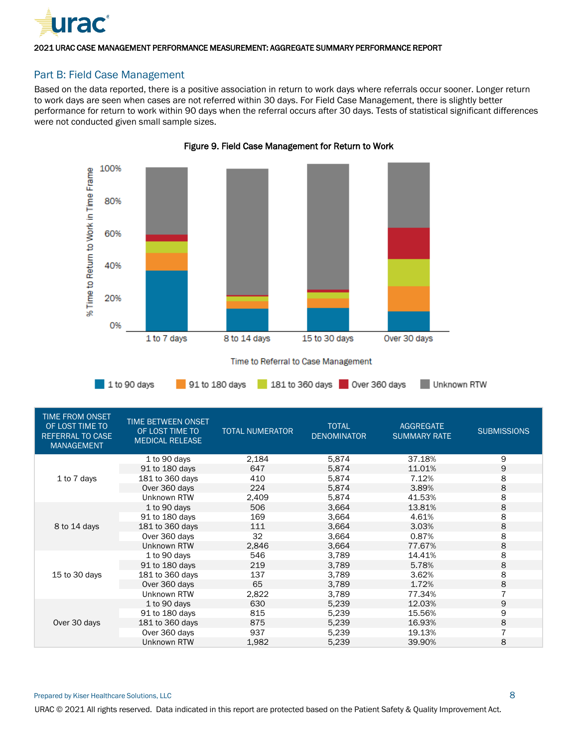## Part B: Field Case Management

Based on the data reported, there is a positive association in return to work days where referrals occur sooner. Longer return to work days are seen when cases are not referred within 30 days. For Field Case Management, there is slightly better performance for return to work within 90 days when the referral occurs after 30 days. Tests of statistical significant differences were not conducted given small sample sizes.

**Figure 9. Field Case Management for Return to Work**

| TIME FROM ONSET OF LOST TIME TO REFERRAL TO CASE MANAGEMENT | TIME BETWEEN ONSET OF LOST TIME TO MEDICAL RELEASE | TOTAL NUMERATOR | TOTAL DENOMINATOR | AGGREGATE SUMMARY RATE | SUBMISSIONS |
|---|---|---|---|---|---|
| 1 to 7 days | 1 to 90 days | 2,184 | 5,874 | 37.18% | 9 |
| | 91 to 180 days | 647 | 5,874 | 11.01% | 9 |
| | 181 to 360 days | 410 | 5,874 | 7.12% | 8 |
| | Over 360 days | 224 | 5,874 | 3.89% | 8 |
| | Unknown RTW | 2,409 | 5,874 | 41.53% | 8 |
| 8 to 14 days | 1 to 90 days | 506 | 3,664 | 13.81% | 8 |
| | 91 to 180 days | 169 | 3,664 | 4.61% | 8 |
| | 181 to 360 days | 111 | 3,664 | 3.03% | 8 |
| | Over 360 days | 32 | 3,664 | 0.87% | 8 |
| | Unknown RTW | 2,846 | 3,664 | 77.67% | 8 |
| 15 to 30 days | 1 to 90 days | 546 | 3,789 | 14.41% | 8 |
| | 91 to 180 days | 219 | 3,789 | 5.78% | 8 |
| | 181 to 360 days | 137 | 3,789 | 3.62% | 8 |
| | Over 360 days | 65 | 3,789 | 1.72% | 8 |
| | Unknown RTW | 2,822 | 3,789 | 77.34% | 7 |
| Over 30 days | 1 to 90 days | 630 | 5,239 | 12.03% | 9 |
| | 91 to 180 days | 815 | 5,239 | 15.56% | 9 |
| | 181 to 360 days | 875 | 5,239 | 16.93% | 8 |
| | Over 360 days | 937 | 5,239 | 19.13% | 7 |
| | Unknown RTW | 1,982 | 5,239 | 39.90% | 8 |

Prepared by Kiser Healthcare Solutions, LLC

URAC © 2021 All rights reserved. Data indicated in this report are protected based on the Patient Safety & Quality Improvement Act.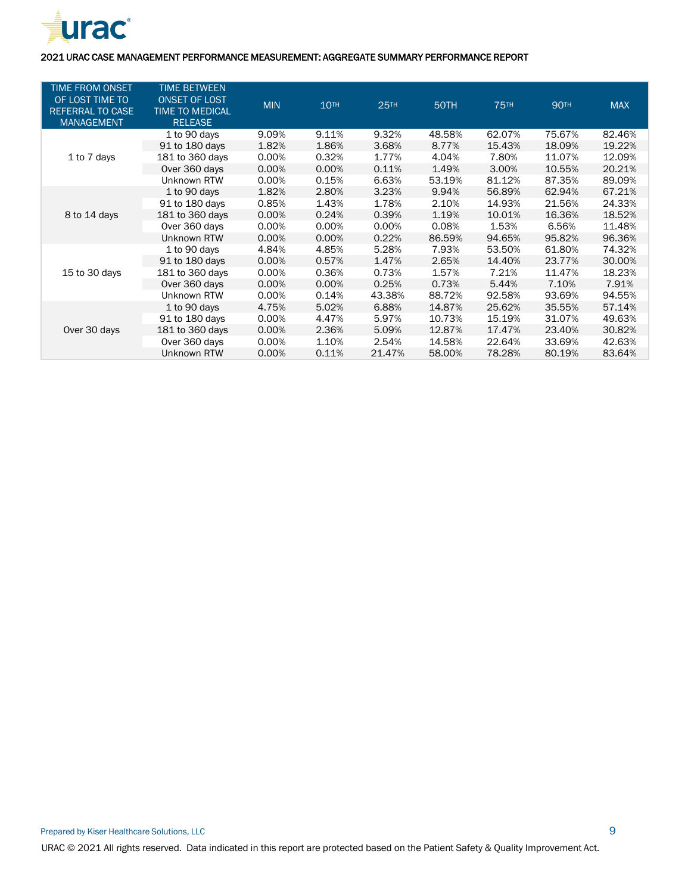2021 URAC CASE MANAGEMENT PERFORMANCE MEASUREMENT: AGGREGATE SUMMARY PERFORMANCE REPORT

| TIME FROM ONSET OF LOST TIME TO REFERRAL TO CASE MANAGEMENT | TIME BETWEEN ONSET OF LOST TIME TO MEDICAL RELEASE | MIN | 10TH | 25TH | 50TH | 75TH | 90TH | MAX |
|---|---|---|---|---|---|---|---|---|
| 1 to 7 days | 1 to 90 days | 9.09% | 9.11% | 9.32% | 48.58% | 62.07% | 75.67% | 82.46% |
| | 91 to 180 days | 1.82% | 1.86% | 3.68% | 8.77% | 15.43% | 18.09% | 19.22% |
| | 181 to 360 days | 0.00% | 0.32% | 1.77% | 4.04% | 7.80% | 11.07% | 12.09% |
| | Over 360 days | 0.00% | 0.00% | 0.11% | 1.49% | 3.00% | 10.55% | 20.21% |
| | Unknown RTW | 0.00% | 0.15% | 6.63% | 53.19% | 81.12% | 87.35% | 89.09% |
| 8 to 14 days | 1 to 90 days | 1.82% | 2.80% | 3.23% | 9.94% | 56.89% | 62.94% | 67.21% |
| | 91 to 180 days | 0.85% | 1.43% | 1.78% | 2.10% | 14.93% | 21.56% | 24.33% |
| | 181 to 360 days | 0.00% | 0.24% | 0.39% | 1.19% | 10.01% | 16.36% | 18.52% |
| | Over 360 days | 0.00% | 0.00% | 0.00% | 0.08% | 1.53% | 6.56% | 11.48% |
| | Unknown RTW | 0.00% | 0.00% | 0.22% | 86.59% | 94.65% | 95.82% | 96.36% |
| 15 to 30 days | 1 to 90 days | 4.84% | 4.85% | 5.28% | 7.93% | 53.50% | 61.80% | 74.32% |
| | 91 to 180 days | 0.00% | 0.57% | 1.47% | 2.65% | 14.40% | 23.77% | 30.00% |
| | 181 to 360 days | 0.00% | 0.36% | 0.73% | 1.57% | 7.21% | 11.47% | 18.23% |
| | Over 360 days | 0.00% | 0.00% | 0.25% | 0.73% | 5.44% | 7.10% | 7.91% |
| | Unknown RTW | 0.00% | 0.14% | 43.38% | 88.72% | 92.58% | 93.69% | 94.55% |
| Over 30 days | 1 to 90 days | 4.75% | 5.02% | 6.88% | 14.87% | 25.62% | 35.55% | 57.14% |
| | 91 to 180 days | 0.00% | 4.47% | 5.97% | 10.73% | 15.19% | 31.07% | 49.63% |
| | 181 to 360 days | 0.00% | 2.36% | 5.09% | 12.87% | 17.47% | 23.40% | 30.82% |
| | Over 360 days | 0.00% | 1.10% | 2.54% | 14.58% | 22.64% | 33.69% | 42.63% |
| | Unknown RTW | 0.00% | 0.11% | 21.47% | 58.00% | 78.28% | 80.19% | 83.64% |

Prepared by Kiser Healthcare Solutions, LLC

URAC © 2021 All rights reserved. Data indicated in this report are protected based on the Patient Safety & Quality Improvement Act.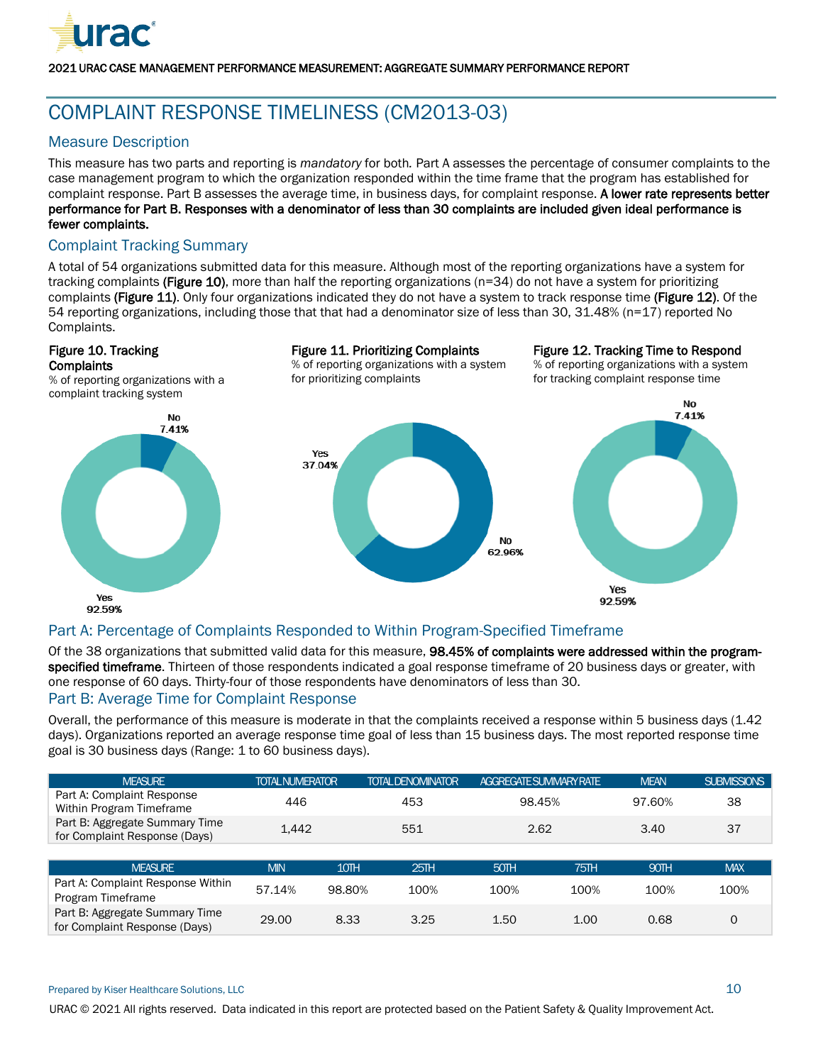# COMPLAINT RESPONSE TIMELINESS (CM2013-03)

## Measure Description

This measure has two parts and reporting is *mandatory* for both. Part A assesses the percentage of consumer complaints to the case management program to which the organization responded within the time frame that the program has established for complaint response. Part B assesses the average time, in business days, for complaint response. **A lower rate represents better performance for Part B. Responses with a denominator of less than 30 complaints are included given ideal performance is fewer complaints.**

## Complaint Tracking Summary

A total of 54 organizations submitted data for this measure. Although most of the reporting organizations have a system for tracking complaints (**Figure 10**), more than half the reporting organizations (n=34) do not have a system for prioritizing complaints (**Figure 11**). Only four organizations indicated they do not have a system to track response time (**Figure 12**). Of the 54 reporting organizations, including those that that had a denominator size of less than 30, 31.48% (n=17) reported No Complaints.

**Figure 10. Tracking Complaints**
% of reporting organizations with a complaint tracking system

No 7.41%
Yes 92.59%

**Figure 11. Prioritizing Complaints**
% of reporting organizations with a system for prioritizing complaints

Yes 37.04%
No 62.96%

**Figure 12. Tracking Time to Respond**
% of reporting organizations with a system for tracking complaint response time

No 7.41%
Yes 92.59%

## Part A: Percentage of Complaints Responded to Within Program-Specified Timeframe

Of the 38 organizations that submitted valid data for this measure, **98.45% of complaints were addressed within the program-specified timeframe**. Thirteen of those respondents indicated a goal response timeframe of 20 business days or greater, with one response of 60 days. Thirty-four of those respondents have denominators of less than 30.

## Part B: Average Time for Complaint Response

Overall, the performance of this measure is moderate in that the complaints received a response within 5 business days (1.42 days). Organizations reported an average response time goal of less than 15 business days. The most reported response time goal is 30 business days (Range: 1 to 60 business days).

| MEASURE | TOTAL NUMERATOR | TOTAL DENOMINATOR | AGGREGATE SUMMARY RATE | MEAN | SUBMISSIONS |
|---|---|---|---|---|---|
| Part A: Complaint Response Within Program Timeframe | 446 | 453 | 98.45% | 97.60% | 38 |
| Part B: Aggregate Summary Time for Complaint Response (Days) | 1,442 | 551 | 2.62 | 3.40 | 37 |

| MEASURE | MIN | 10TH | 25TH | 50TH | 75TH | 90TH | MAX |
|---|---|---|---|---|---|---|---|
| Part A: Complaint Response Within Program Timeframe | 57.14% | 98.80% | 100% | 100% | 100% | 100% | 100% |
| Part B: Aggregate Summary Time for Complaint Response (Days) | 29.00 | 8.33 | 3.25 | 1.50 | 1.00 | 0.68 | 0 |

Prepared by Kiser Healthcare Solutions, LLC

URAC © 2021 All rights reserved. Data indicated in this report are protected based on the Patient Safety & Quality Improvement Act.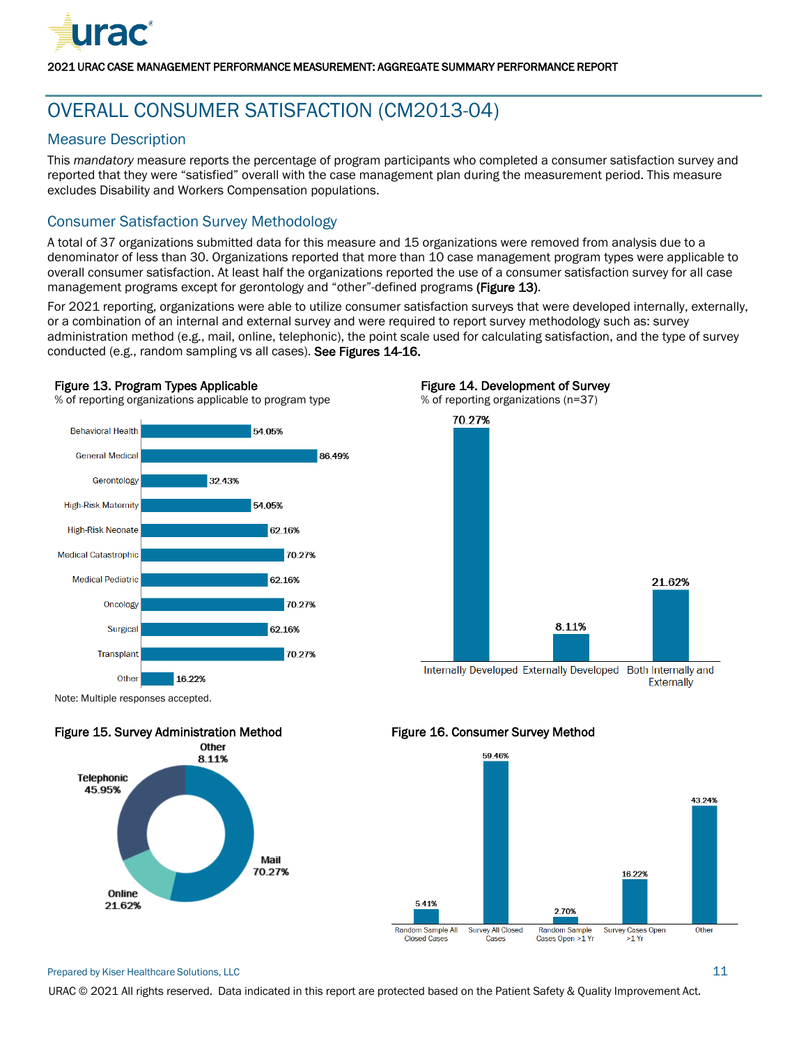# OVERALL CONSUMER SATISFACTION (CM2013-04)

## Measure Description

This *mandatory* measure reports the percentage of program participants who completed a consumer satisfaction survey and reported that they were "satisfied" overall with the case management plan during the measurement period. This measure excludes Disability and Workers Compensation populations.

## Consumer Satisfaction Survey Methodology

A total of 37 organizations submitted data for this measure and 15 organizations were removed from analysis due to a denominator of less than 30. Organizations reported that more than 10 case management program types were applicable to overall consumer satisfaction. At least half the organizations reported the use of a consumer satisfaction survey for all case management programs except for gerontology and "other"-defined programs **(Figure 13)**.

For 2021 reporting, organizations were able to utilize consumer satisfaction surveys that were developed internally, externally, or a combination of an internal and external survey and were required to report survey methodology such as: survey administration method (e.g., mail, online, telephonic), the point scale used for calculating satisfaction, and the type of survey conducted (e.g., random sampling vs all cases). **See Figures 14-16.**

**Figure 13. Program Types Applicable**
% of reporting organizations applicable to program type

| Program Type | % |
|---|---|
| Behavioral Health | 54.05% |
| General Medical | 86.49% |
| Gerontology | 32.43% |
| High-Risk Maternity | 54.05% |
| High-Risk Neonate | 62.16% |
| Medical Catastrophic | 70.27% |
| Medical Pediatric | 62.16% |
| Oncology | 70.27% |
| Surgical | 62.16% |
| Transplant | 70.27% |
| Other | 16.22% |

Note: Multiple responses accepted.

**Figure 14. Development of Survey**
% of reporting organizations (n=37)

| Development | % |
|---|---|
| Internally Developed | 70.27% |
| Externally Developed | 8.11% |
| Both Internally and Externally | 21.62% |

**Figure 15. Survey Administration Method**

| Method | % |
|---|---|
| Mail | 70.27% |
| Telephonic | 45.95% |
| Online | 21.62% |
| Other | 8.11% |

**Figure 16. Consumer Survey Method**

| Method | % |
|---|---|
| Random Sample All Closed Cases | 5.41% |
| Survey All Closed Cases | 59.46% |
| Random Sample Cases Open >1 Yr | 2.70% |
| Survey Cases Open >1 Yr | 16.22% |
| Other | 43.24% |

Prepared by Kiser Healthcare Solutions, LLC

URAC © 2021 All rights reserved. Data indicated in this report are protected based on the Patient Safety & Quality Improvement Act.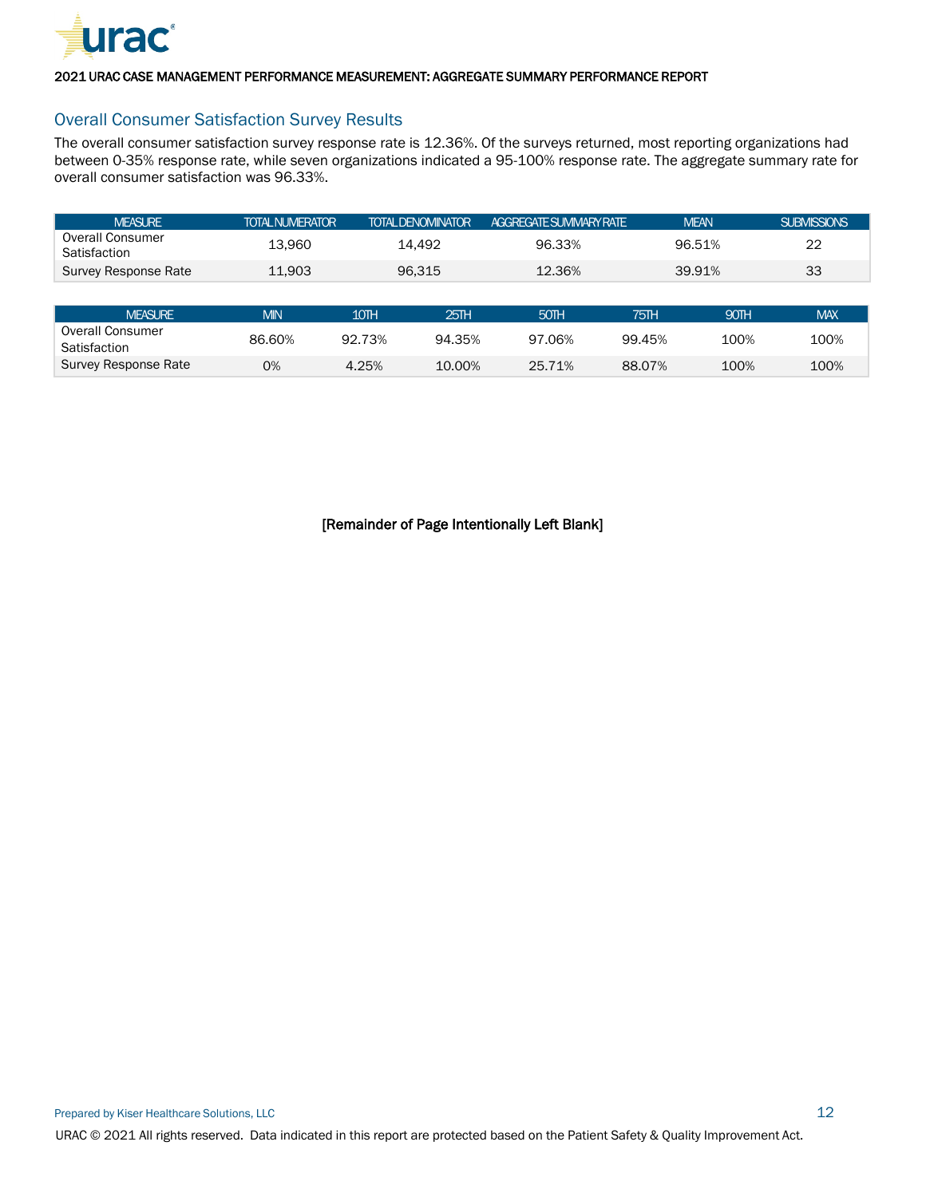## Overall Consumer Satisfaction Survey Results

The overall consumer satisfaction survey response rate is 12.36%. Of the surveys returned, most reporting organizations had between 0-35% response rate, while seven organizations indicated a 95-100% response rate. The aggregate summary rate for overall consumer satisfaction was 96.33%.

| MEASURE | TOTAL NUMERATOR | TOTAL DENOMINATOR | AGGREGATE SUMMARY RATE | MEAN | SUBMISSIONS |
|---|---|---|---|---|---|
| Overall Consumer Satisfaction | 13,960 | 14,492 | 96.33% | 96.51% | 22 |
| Survey Response Rate | 11,903 | 96,315 | 12.36% | 39.91% | 33 |

| MEASURE | MIN | 10TH | 25TH | 50TH | 75TH | 90TH | MAX |
|---|---|---|---|---|---|---|---|
| Overall Consumer Satisfaction | 86.60% | 92.73% | 94.35% | 97.06% | 99.45% | 100% | 100% |
| Survey Response Rate | 0% | 4.25% | 10.00% | 25.71% | 88.07% | 100% | 100% |

**[Remainder of Page Intentionally Left Blank]**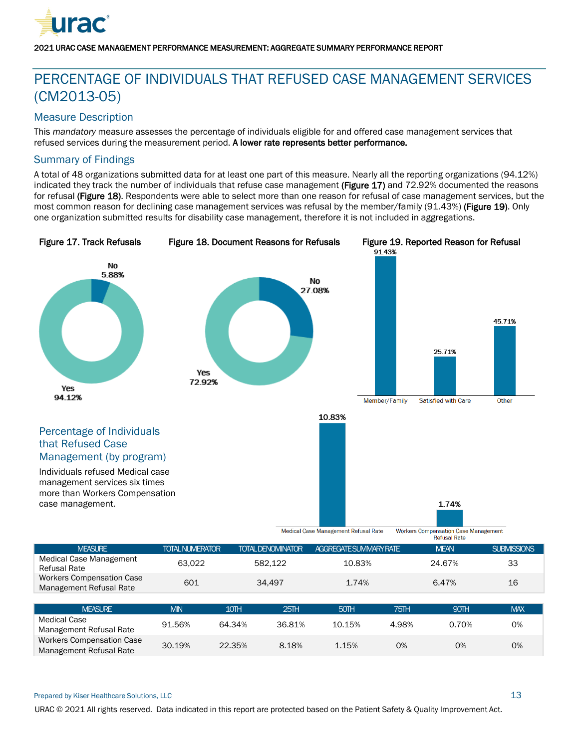# PERCENTAGE OF INDIVIDUALS THAT REFUSED CASE MANAGEMENT SERVICES (CM2013-05)

## Measure Description

This *mandatory* measure assesses the percentage of individuals eligible for and offered case management services that refused services during the measurement period. **A lower rate represents better performance.**

## Summary of Findings

A total of 48 organizations submitted data for at least one part of this measure. Nearly all the reporting organizations (94.12%) indicated they track the number of individuals that refuse case management **(Figure 17)** and 72.92% documented the reasons for refusal **(Figure 18)**. Respondents were able to select more than one reason for refusal of case management services, but the most common reason for declining case management services was refusal by the member/family (91.43%) **(Figure 19)**. Only one organization submitted results for disability case management, therefore it is not included in aggregations.

**Figure 17. Track Refusals**

No
5.88%

Yes
94.12%

**Figure 18. Document Reasons for Refusals**

No
27.08%

Yes
72.92%

**Figure 19. Reported Reason for Refusal**

91.43%
25.71%
45.71%

Member/Family
Satisfied with Care
Other

## Percentage of Individuals that Refused Case Management (by program)

Individuals refused Medical case management services six times more than Workers Compensation case management.

10.83%
1.74%

Medical Case Management Refusal Rate
Workers Compensation Case Management Refusal Rate

| MEASURE | TOTAL NUMERATOR | TOTAL DENOMINATOR | AGGREGATE SUMMARY RATE | MEAN | SUBMISSIONS |
|---|---|---|---|---|---|
| Medical Case Management Refusal Rate | 63,022 | 582,122 | 10.83% | 24.67% | 33 |
| Workers Compensation Case Management Refusal Rate | 601 | 34,497 | 1.74% | 6.47% | 16 |

| MEASURE | MIN | 10TH | 25TH | 50TH | 75TH | 90TH | MAX |
|---|---|---|---|---|---|---|---|
| Medical Case Management Refusal Rate | 91.56% | 64.34% | 36.81% | 10.15% | 4.98% | 0.70% | 0% |
| Workers Compensation Case Management Refusal Rate | 30.19% | 22.35% | 8.18% | 1.15% | 0% | 0% | 0% |